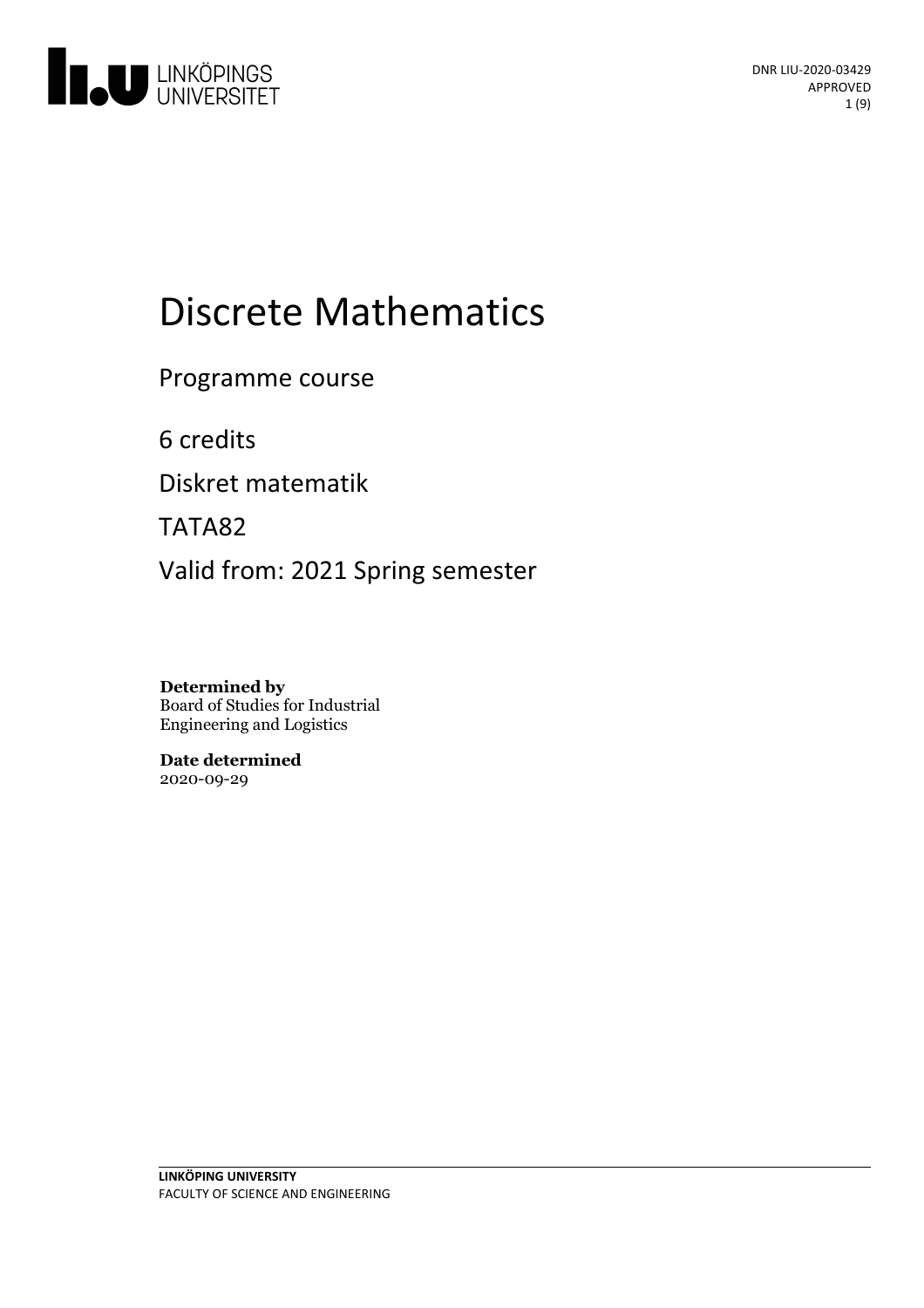DNR LIU-2020-03429
APPROVED

# Discrete Mathematics

Programme course

6 credits

Diskret matematik

TATA82

Valid from: 2021 Spring semester

**Determined by**
Board of Studies for Industrial Engineering and Logistics

**Date determined**
2020-09-29

**LINKÖPING UNIVERSITY**
FACULTY OF SCIENCE AND ENGINEERING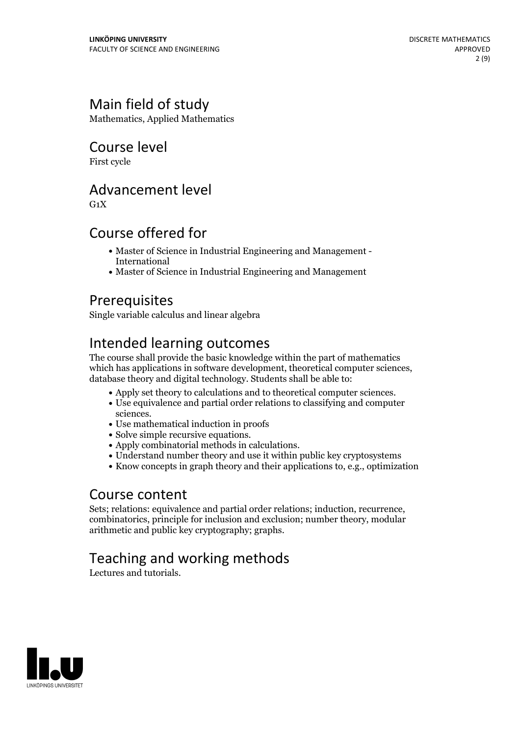## Main field of study

Mathematics, Applied Mathematics

## Course level

First cycle

## Advancement level

G1X

## Course offered for

- Master of Science in Industrial Engineering and Management - International
- Master of Science in Industrial Engineering and Management

## Prerequisites

Single variable calculus and linear algebra

## Intended learning outcomes

The course shall provide the basic knowledge within the part of mathematics which has applications in software development, theoretical computer sciences, database theory and digital technology. Students shall be able to:

- Apply set theory to calculations and to theoretical computer sciences.
- Use equivalence and partial order relations to classifying and computer sciences.
- Use mathematical induction in proofs
- Solve simple recursive equations.
- Apply combinatorial methods in calculations.
- Understand number theory and use it within public key cryptosystems
- Know concepts in graph theory and their applications to, e.g., optimization

## Course content

Sets; relations: equivalence and partial order relations; induction, recurrence, combinatorics, principle for inclusion and exclusion; number theory, modular arithmetic and public key cryptography; graphs.

## Teaching and working methods

Lectures and tutorials.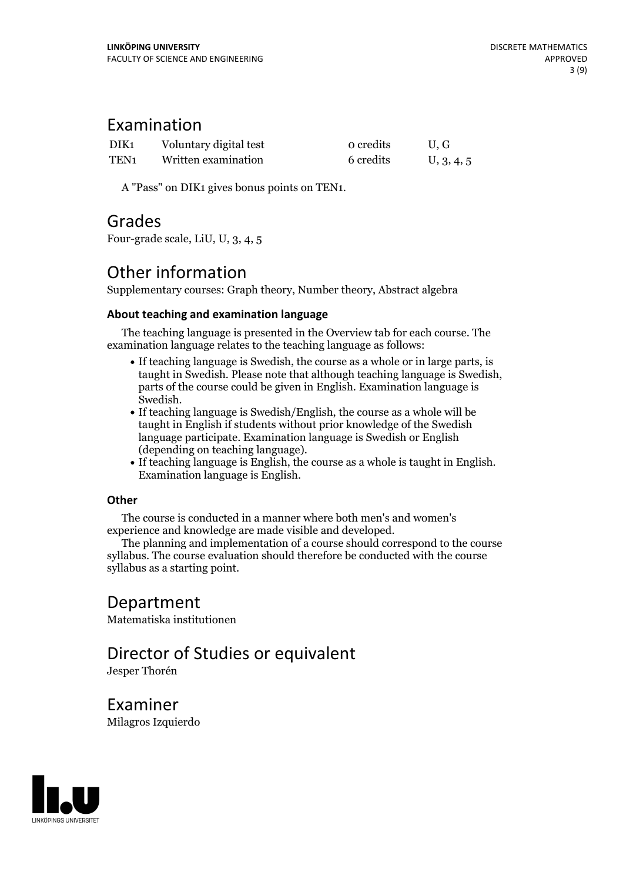## Examination

| | | | |
|---|---|---|---|
| DIK1 | Voluntary digital test | 0 credits | U, G |
| TEN1 | Written examination | 6 credits | U, 3, 4, 5 |

A "Pass" on DIK1 gives bonus points on TEN1.

## Grades

Four-grade scale, LiU, U, 3, 4, 5

## Other information

Supplementary courses: Graph theory, Number theory, Abstract algebra

### About teaching and examination language

The teaching language is presented in the Overview tab for each course. The examination language relates to the teaching language as follows:

- If teaching language is Swedish, the course as a whole or in large parts, is taught in Swedish. Please note that although teaching language is Swedish, parts of the course could be given in English. Examination language is Swedish.
- If teaching language is Swedish/English, the course as a whole will be taught in English if students without prior knowledge of the Swedish language participate. Examination language is Swedish or English (depending on teaching language).
- If teaching language is English, the course as a whole is taught in English. Examination language is English.

### Other

The course is conducted in a manner where both men's and women's experience and knowledge are made visible and developed.

The planning and implementation of a course should correspond to the course syllabus. The course evaluation should therefore be conducted with the course syllabus as a starting point.

## Department

Matematiska institutionen

## Director of Studies or equivalent

Jesper Thorén

## Examiner

Milagros Izquierdo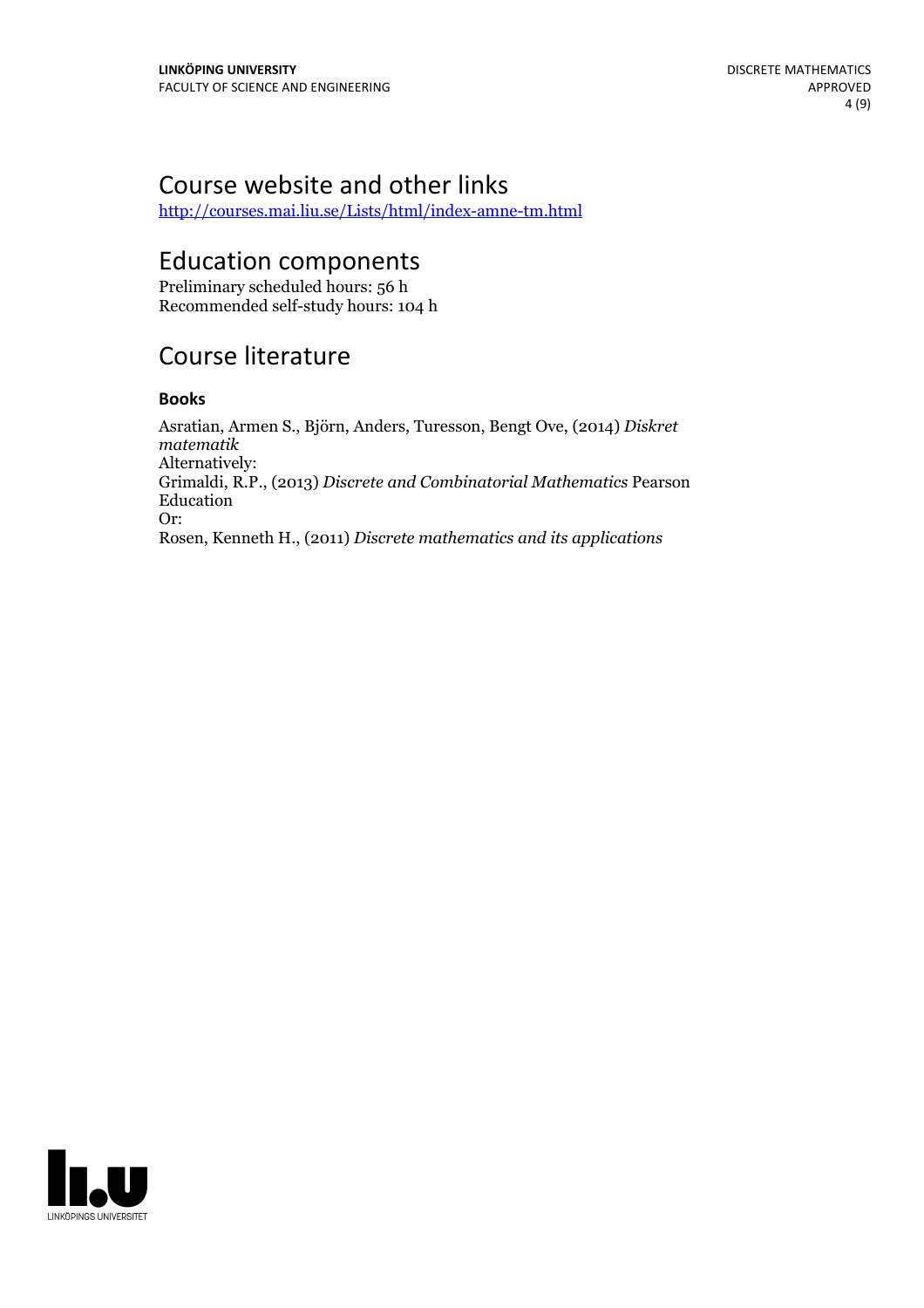## Course website and other links

http://courses.mai.liu.se/Lists/html/index-amne-tm.html

## Education components

Preliminary scheduled hours: 56 h
Recommended self-study hours: 104 h

## Course literature

### Books

Asratian, Armen S., Björn, Anders, Turesson, Bengt Ove, (2014) *Diskret matematik*
Alternatively:
Grimaldi, R.P., (2013) *Discrete and Combinatorial Mathematics* Pearson Education
Or:
Rosen, Kenneth H., (2011) *Discrete mathematics and its applications*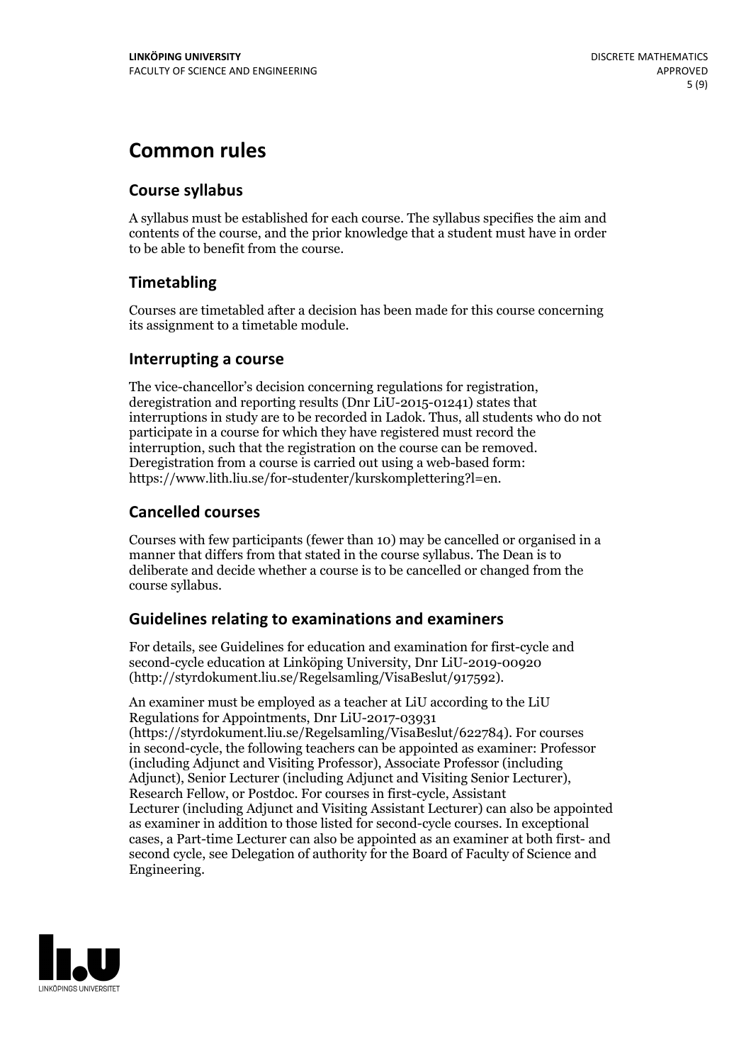# Common rules

## Course syllabus

A syllabus must be established for each course. The syllabus specifies the aim and contents of the course, and the prior knowledge that a student must have in order to be able to benefit from the course.

## Timetabling

Courses are timetabled after a decision has been made for this course concerning its assignment to a timetable module.

## Interrupting a course

The vice-chancellor's decision concerning regulations for registration, deregistration and reporting results (Dnr LiU-2015-01241) states that interruptions in study are to be recorded in Ladok. Thus, all students who do not participate in a course for which they have registered must record the interruption, such that the registration on the course can be removed. Deregistration from a course is carried out using a web-based form: https://www.lith.liu.se/for-studenter/kurskomplettering?l=en.

## Cancelled courses

Courses with few participants (fewer than 10) may be cancelled or organised in a manner that differs from that stated in the course syllabus. The Dean is to deliberate and decide whether a course is to be cancelled or changed from the course syllabus.

## Guidelines relating to examinations and examiners

For details, see Guidelines for education and examination for first-cycle and second-cycle education at Linköping University, Dnr LiU-2019-00920 (http://styrdokument.liu.se/Regelsamling/VisaBeslut/917592).

An examiner must be employed as a teacher at LiU according to the LiU Regulations for Appointments, Dnr LiU-2017-03931 (https://styrdokument.liu.se/Regelsamling/VisaBeslut/622784). For courses in second-cycle, the following teachers can be appointed as examiner: Professor (including Adjunct and Visiting Professor), Associate Professor (including Adjunct), Senior Lecturer (including Adjunct and Visiting Senior Lecturer), Research Fellow, or Postdoc. For courses in first-cycle, Assistant Lecturer (including Adjunct and Visiting Assistant Lecturer) can also be appointed as examiner in addition to those listed for second-cycle courses. In exceptional cases, a Part-time Lecturer can also be appointed as an examiner at both first- and second cycle, see Delegation of authority for the Board of Faculty of Science and Engineering.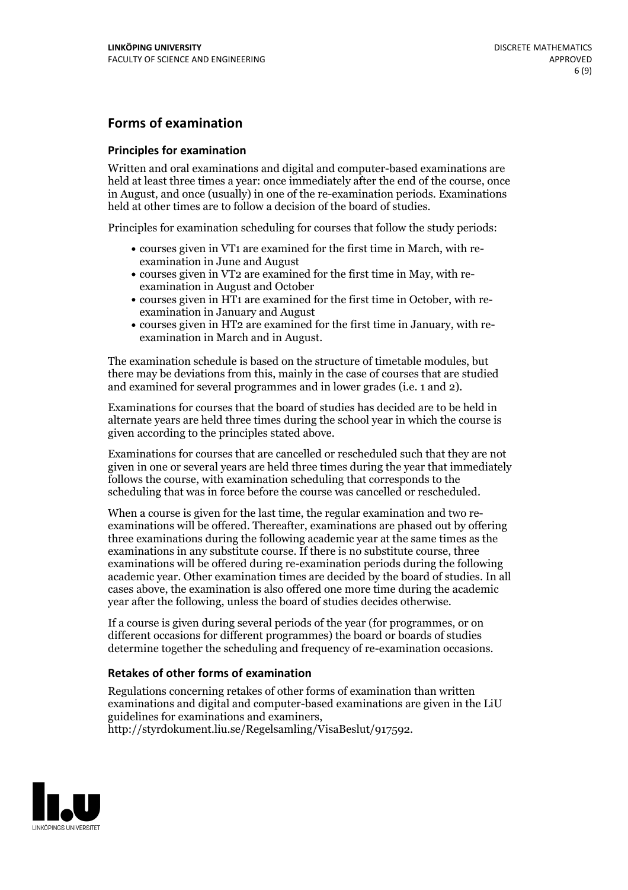## Forms of examination

### Principles for examination

Written and oral examinations and digital and computer-based examinations are held at least three times a year: once immediately after the end of the course, once in August, and once (usually) in one of the re-examination periods. Examinations held at other times are to follow a decision of the board of studies.

Principles for examination scheduling for courses that follow the study periods:

- courses given in VT1 are examined for the first time in March, with re-examination in June and August
- courses given in VT2 are examined for the first time in May, with re-examination in August and October
- courses given in HT1 are examined for the first time in October, with re-examination in January and August
- courses given in HT2 are examined for the first time in January, with re-examination in March and in August.

The examination schedule is based on the structure of timetable modules, but there may be deviations from this, mainly in the case of courses that are studied and examined for several programmes and in lower grades (i.e. 1 and 2).

Examinations for courses that the board of studies has decided are to be held in alternate years are held three times during the school year in which the course is given according to the principles stated above.

Examinations for courses that are cancelled or rescheduled such that they are not given in one or several years are held three times during the year that immediately follows the course, with examination scheduling that corresponds to the scheduling that was in force before the course was cancelled or rescheduled.

When a course is given for the last time, the regular examination and two re-examinations will be offered. Thereafter, examinations are phased out by offering three examinations during the following academic year at the same times as the examinations in any substitute course. If there is no substitute course, three examinations will be offered during re-examination periods during the following academic year. Other examination times are decided by the board of studies. In all cases above, the examination is also offered one more time during the academic year after the following, unless the board of studies decides otherwise.

If a course is given during several periods of the year (for programmes, or on different occasions for different programmes) the board or boards of studies determine together the scheduling and frequency of re-examination occasions.

### Retakes of other forms of examination

Regulations concerning retakes of other forms of examination than written examinations and digital and computer-based examinations are given in the LiU guidelines for examinations and examiners, http://styrdokument.liu.se/Regelsamling/VisaBeslut/917592.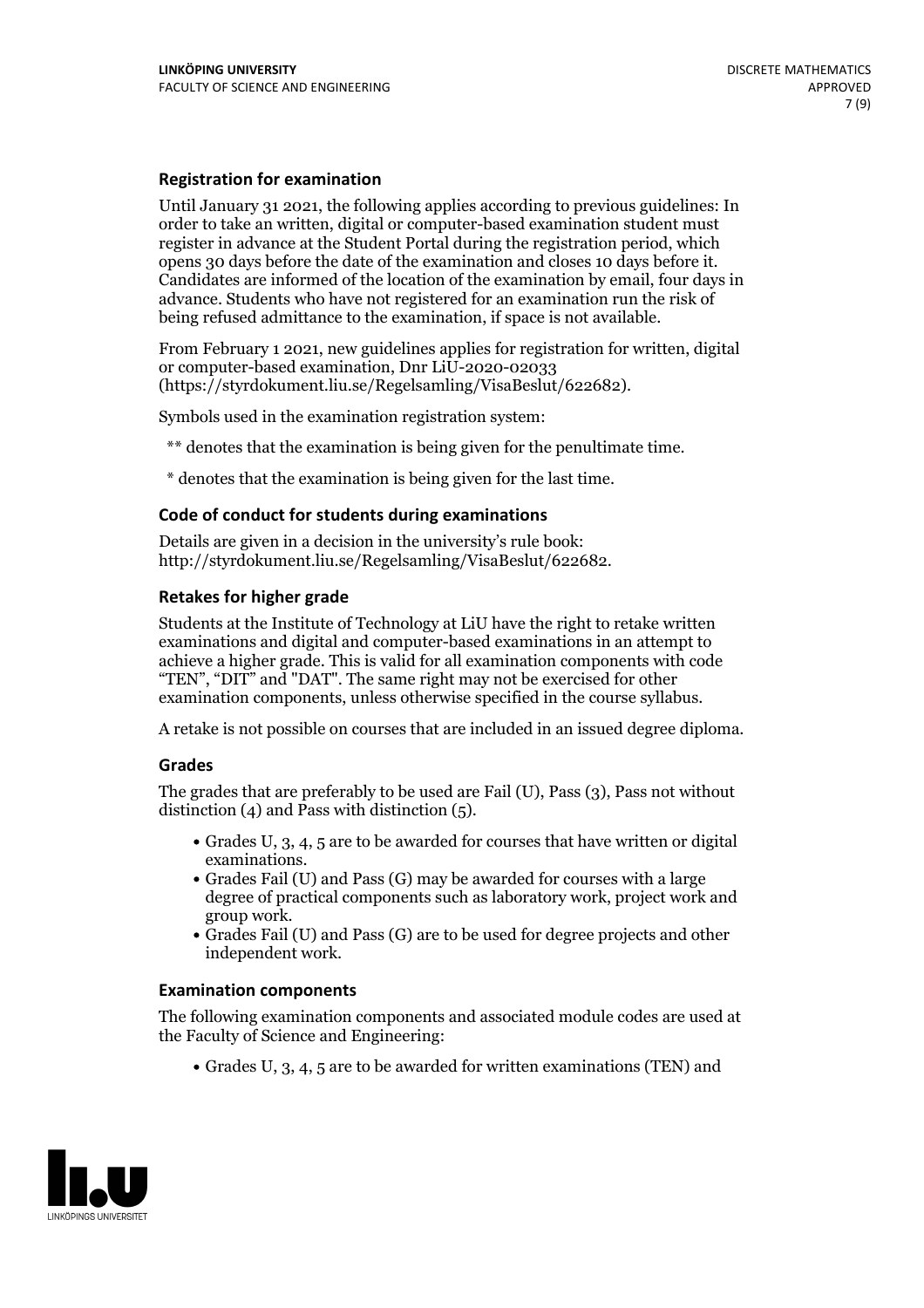### Registration for examination

Until January 31 2021, the following applies according to previous guidelines: In order to take an written, digital or computer-based examination student must register in advance at the Student Portal during the registration period, which opens 30 days before the date of the examination and closes 10 days before it. Candidates are informed of the location of the examination by email, four days in advance. Students who have not registered for an examination run the risk of being refused admittance to the examination, if space is not available.

From February 1 2021, new guidelines applies for registration for written, digital or computer-based examination, Dnr LiU-2020-02033 (https://styrdokument.liu.se/Regelsamling/VisaBeslut/622682).

Symbols used in the examination registration system:

** denotes that the examination is being given for the penultimate time.

* denotes that the examination is being given for the last time.

### Code of conduct for students during examinations

Details are given in a decision in the university's rule book: http://styrdokument.liu.se/Regelsamling/VisaBeslut/622682.

### Retakes for higher grade

Students at the Institute of Technology at LiU have the right to retake written examinations and digital and computer-based examinations in an attempt to achieve a higher grade. This is valid for all examination components with code "TEN", "DIT" and "DAT". The same right may not be exercised for other examination components, unless otherwise specified in the course syllabus.

A retake is not possible on courses that are included in an issued degree diploma.

### Grades

The grades that are preferably to be used are Fail (U), Pass (3), Pass not without distinction (4) and Pass with distinction (5).

- Grades U, 3, 4, 5 are to be awarded for courses that have written or digital examinations.
- Grades Fail (U) and Pass (G) may be awarded for courses with a large degree of practical components such as laboratory work, project work and group work.
- Grades Fail (U) and Pass (G) are to be used for degree projects and other independent work.

### Examination components

The following examination components and associated module codes are used at the Faculty of Science and Engineering:

- Grades U, 3, 4, 5 are to be awarded for written examinations (TEN) and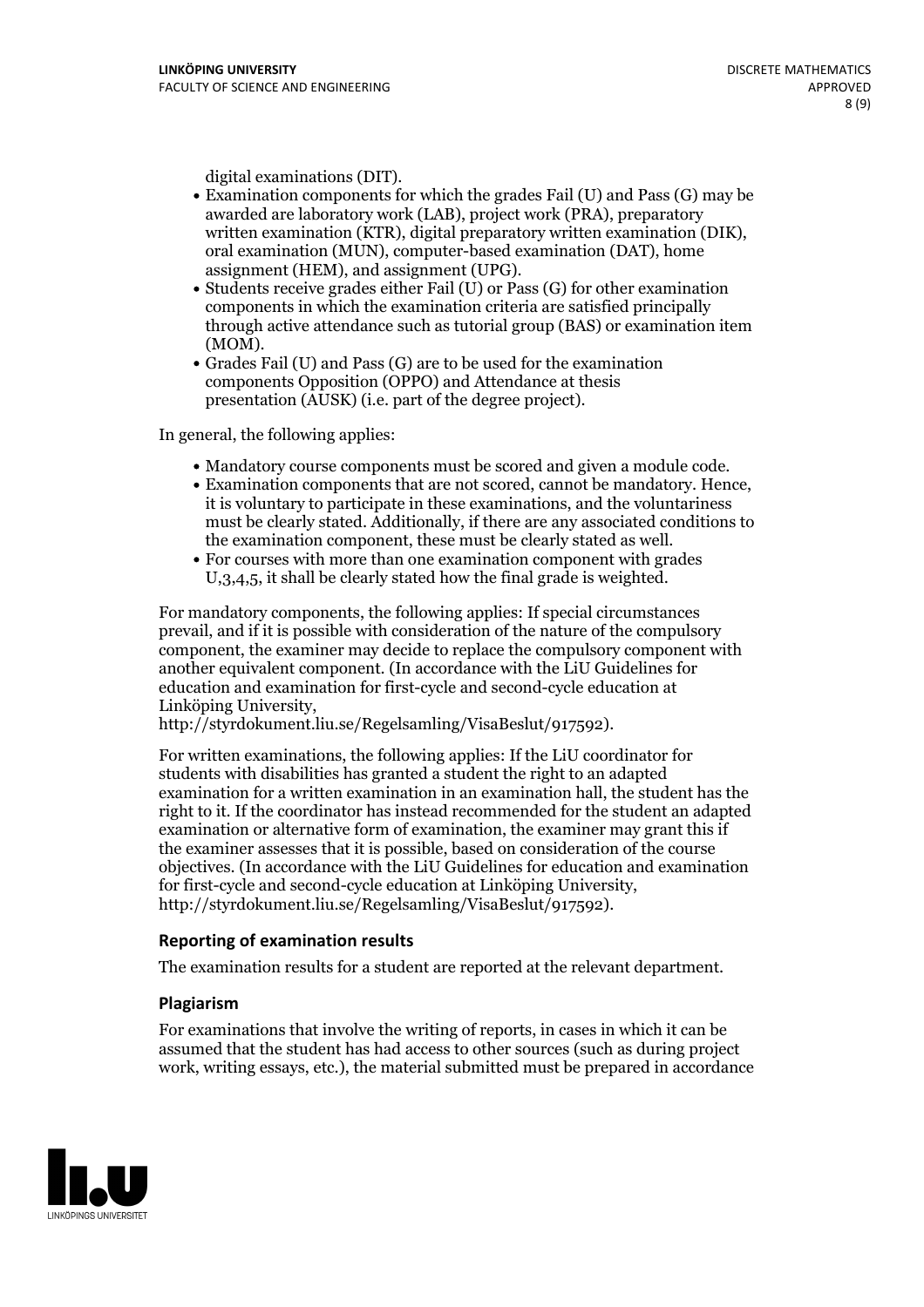digital examinations (DIT).

- Examination components for which the grades Fail (U) and Pass (G) may be awarded are laboratory work (LAB), project work (PRA), preparatory written examination (KTR), digital preparatory written examination (DIK), oral examination (MUN), computer-based examination (DAT), home assignment (HEM), and assignment (UPG).
- Students receive grades either Fail (U) or Pass (G) for other examination components in which the examination criteria are satisfied principally through active attendance such as tutorial group (BAS) or examination item (MOM).
- Grades Fail (U) and Pass (G) are to be used for the examination components Opposition (OPPO) and Attendance at thesis presentation (AUSK) (i.e. part of the degree project).

In general, the following applies:

- Mandatory course components must be scored and given a module code.
- Examination components that are not scored, cannot be mandatory. Hence, it is voluntary to participate in these examinations, and the voluntariness must be clearly stated. Additionally, if there are any associated conditions to the examination component, these must be clearly stated as well.
- For courses with more than one examination component with grades U,3,4,5, it shall be clearly stated how the final grade is weighted.

For mandatory components, the following applies: If special circumstances prevail, and if it is possible with consideration of the nature of the compulsory component, the examiner may decide to replace the compulsory component with another equivalent component. (In accordance with the LiU Guidelines for education and examination for first-cycle and second-cycle education at Linköping University, http://styrdokument.liu.se/Regelsamling/VisaBeslut/917592).

For written examinations, the following applies: If the LiU coordinator for students with disabilities has granted a student the right to an adapted examination for a written examination in an examination hall, the student has the right to it. If the coordinator has instead recommended for the student an adapted examination or alternative form of examination, the examiner may grant this if the examiner assesses that it is possible, based on consideration of the course objectives. (In accordance with the LiU Guidelines for education and examination for first-cycle and second-cycle education at Linköping University, http://styrdokument.liu.se/Regelsamling/VisaBeslut/917592).

### Reporting of examination results

The examination results for a student are reported at the relevant department.

### Plagiarism

For examinations that involve the writing of reports, in cases in which it can be assumed that the student has had access to other sources (such as during project work, writing essays, etc.), the material submitted must be prepared in accordance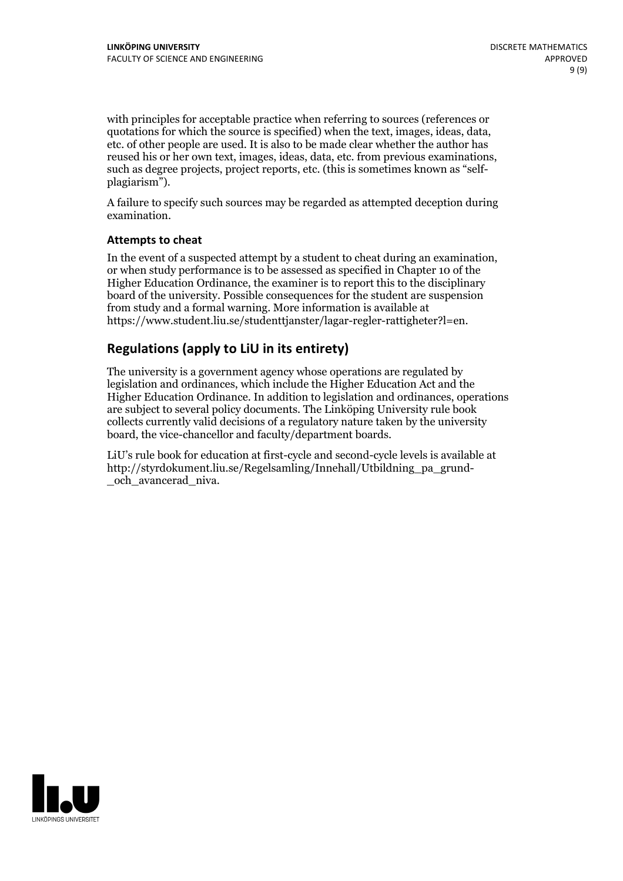with principles for acceptable practice when referring to sources (references or quotations for which the source is specified) when the text, images, ideas, data, etc. of other people are used. It is also to be made clear whether the author has reused his or her own text, images, ideas, data, etc. from previous examinations, such as degree projects, project reports, etc. (this is sometimes known as "self-plagiarism").

A failure to specify such sources may be regarded as attempted deception during examination.

### Attempts to cheat

In the event of a suspected attempt by a student to cheat during an examination, or when study performance is to be assessed as specified in Chapter 10 of the Higher Education Ordinance, the examiner is to report this to the disciplinary board of the university. Possible consequences for the student are suspension from study and a formal warning. More information is available at https://www.student.liu.se/studenttjanster/lagar-regler-rattigheter?l=en.

## Regulations (apply to LiU in its entirety)

The university is a government agency whose operations are regulated by legislation and ordinances, which include the Higher Education Act and the Higher Education Ordinance. In addition to legislation and ordinances, operations are subject to several policy documents. The Linköping University rule book collects currently valid decisions of a regulatory nature taken by the university board, the vice-chancellor and faculty/department boards.

LiU's rule book for education at first-cycle and second-cycle levels is available at http://styrdokument.liu.se/Regelsamling/Innehall/Utbildning_pa_grund-_och_avancerad_niva.